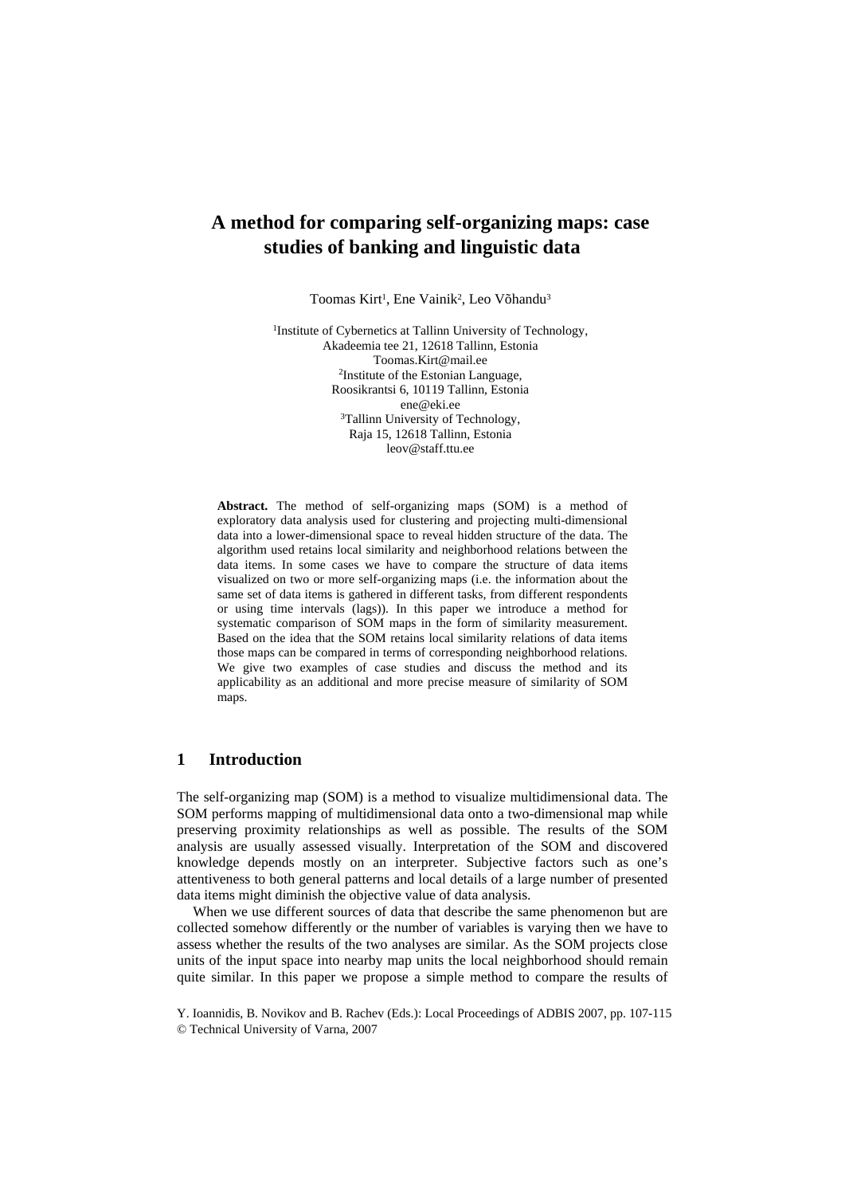# A method for comparing self-organizing maps: case studies of banking and linguistic data

Toomas Kirt[1], Ene Vainik[2], Leo Võhandu[3]

[1]Institute of Cybernetics at Tallinn University of Technology,
Akadeemia tee 21, 12618 Tallinn, Estonia
Toomas.Kirt@mail.ee
[2]Institute of the Estonian Language,
Roosikrantsi 6, 10119 Tallinn, Estonia
ene@eki.ee
[3]Tallinn University of Technology,
Raja 15, 12618 Tallinn, Estonia
leov@staff.ttu.ee

**Abstract.** The method of self-organizing maps (SOM) is a method of exploratory data analysis used for clustering and projecting multi-dimensional data into a lower-dimensional space to reveal hidden structure of the data. The algorithm used retains local similarity and neighborhood relations between the data items. In some cases we have to compare the structure of data items visualized on two or more self-organizing maps (i.e. the information about the same set of data items is gathered in different tasks, from different respondents or using time intervals (lags)). In this paper we introduce a method for systematic comparison of SOM maps in the form of similarity measurement. Based on the idea that the SOM retains local similarity relations of data items those maps can be compared in terms of corresponding neighborhood relations. We give two examples of case studies and discuss the method and its applicability as an additional and more precise measure of similarity of SOM maps.

## 1 Introduction

The self-organizing map (SOM) is a method to visualize multidimensional data. The SOM performs mapping of multidimensional data onto a two-dimensional map while preserving proximity relationships as well as possible. The results of the SOM analysis are usually assessed visually. Interpretation of the SOM and discovered knowledge depends mostly on an interpreter. Subjective factors such as one's attentiveness to both general patterns and local details of a large number of presented data items might diminish the objective value of data analysis.

When we use different sources of data that describe the same phenomenon but are collected somehow differently or the number of variables is varying then we have to assess whether the results of the two analyses are similar. As the SOM projects close units of the input space into nearby map units the local neighborhood should remain quite similar. In this paper we propose a simple method to compare the results of

Y. Ioannidis, B. Novikov and B. Rachev (Eds.): Local Proceedings of ADBIS 2007, pp. 107-115
© Technical University of Varna, 2007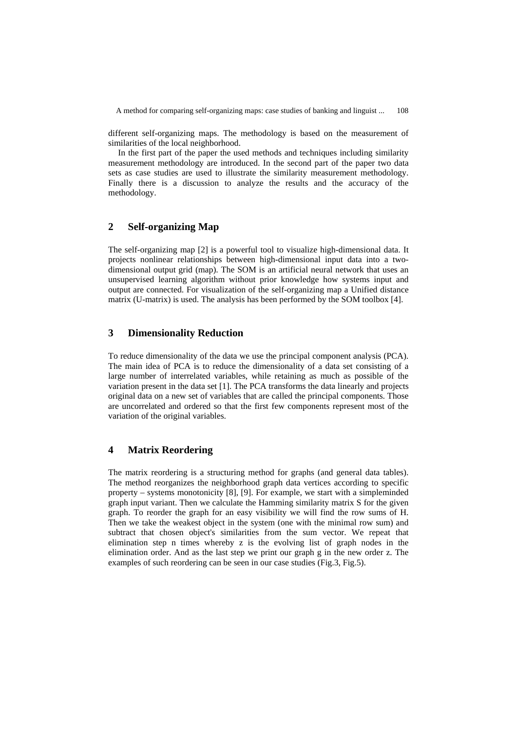different self-organizing maps. The methodology is based on the measurement of similarities of the local neighborhood.

In the first part of the paper the used methods and techniques including similarity measurement methodology are introduced. In the second part of the paper two data sets as case studies are used to illustrate the similarity measurement methodology. Finally there is a discussion to analyze the results and the accuracy of the methodology.

## 2 Self-organizing Map

The self-organizing map [2] is a powerful tool to visualize high-dimensional data. It projects nonlinear relationships between high-dimensional input data into a two-dimensional output grid (map). The SOM is an artificial neural network that uses an unsupervised learning algorithm without prior knowledge how systems input and output are connected. For visualization of the self-organizing map a Unified distance matrix (U-matrix) is used. The analysis has been performed by the SOM toolbox [4].

## 3 Dimensionality Reduction

To reduce dimensionality of the data we use the principal component analysis (PCA). The main idea of PCA is to reduce the dimensionality of a data set consisting of a large number of interrelated variables, while retaining as much as possible of the variation present in the data set [1]. The PCA transforms the data linearly and projects original data on a new set of variables that are called the principal components. Those are uncorrelated and ordered so that the first few components represent most of the variation of the original variables.

## 4 Matrix Reordering

The matrix reordering is a structuring method for graphs (and general data tables). The method reorganizes the neighborhood graph data vertices according to specific property – systems monotonicity [8], [9]. For example, we start with a simpleminded graph input variant. Then we calculate the Hamming similarity matrix S for the given graph. To reorder the graph for an easy visibility we will find the row sums of H. Then we take the weakest object in the system (one with the minimal row sum) and subtract that chosen object's similarities from the sum vector. We repeat that elimination step n times whereby z is the evolving list of graph nodes in the elimination order. And as the last step we print our graph g in the new order z. The examples of such reordering can be seen in our case studies (Fig.3, Fig.5).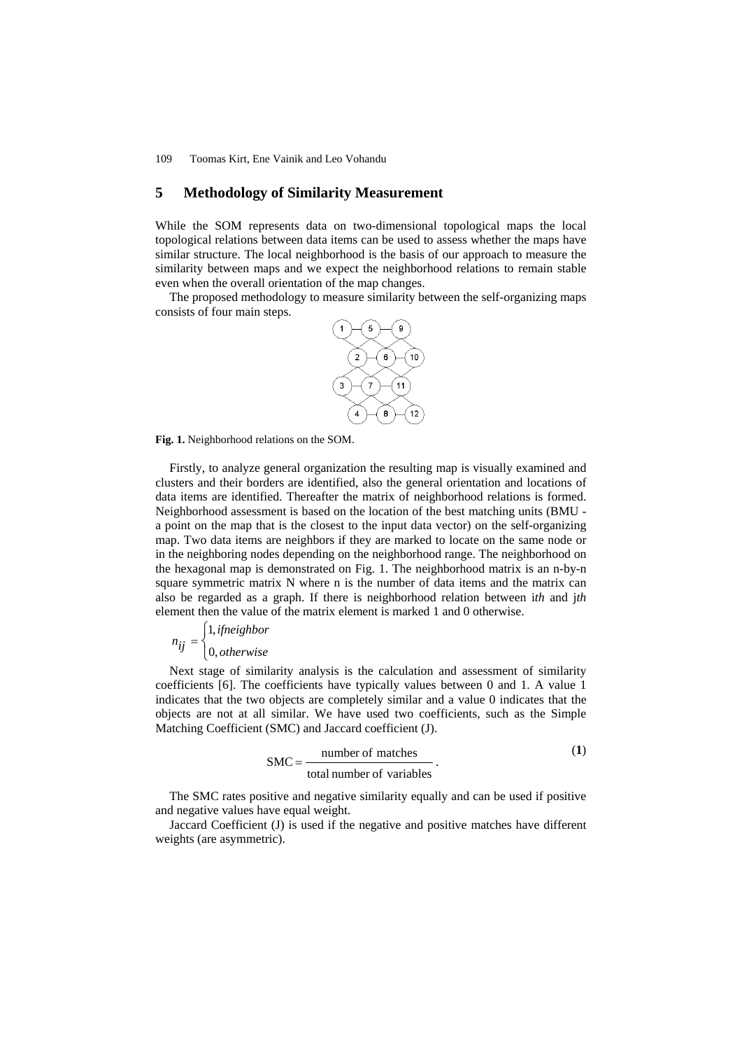## 5 Methodology of Similarity Measurement

While the SOM represents data on two-dimensional topological maps the local topological relations between data items can be used to assess whether the maps have similar structure. The local neighborhood is the basis of our approach to measure the similarity between maps and we expect the neighborhood relations to remain stable even when the overall orientation of the map changes.

The proposed methodology to measure similarity between the self-organizing maps consists of four main steps.

**Fig. 1.** Neighborhood relations on the SOM.

Firstly, to analyze general organization the resulting map is visually examined and clusters and their borders are identified, also the general orientation and locations of data items are identified. Thereafter the matrix of neighborhood relations is formed. Neighborhood assessment is based on the location of the best matching units (BMU - a point on the map that is the closest to the input data vector) on the self-organizing map. Two data items are neighbors if they are marked to locate on the same node or in the neighboring nodes depending on the neighborhood range. The neighborhood on the hexagonal map is demonstrated on Fig. 1. The neighborhood matrix is an n-by-n square symmetric matrix N where n is the number of data items and the matrix can also be regarded as a graph. If there is neighborhood relation between i*th* and j*th* element then the value of the matrix element is marked 1 and 0 otherwise.

$$n_{ij} = \begin{cases} 1, \text{if neighbor} \\ 0, \text{otherwise} \end{cases}$$

Next stage of similarity analysis is the calculation and assessment of similarity coefficients [6]. The coefficients have typically values between 0 and 1. A value 1 indicates that the two objects are completely similar and a value 0 indicates that the objects are not at all similar. We have used two coefficients, such as the Simple Matching Coefficient (SMC) and Jaccard coefficient (J).

$$\text{SMC} = \frac{\text{number of matches}}{\text{total number of variables}}. \quad (1)$$

The SMC rates positive and negative similarity equally and can be used if positive and negative values have equal weight.

Jaccard Coefficient (J) is used if the negative and positive matches have different weights (are asymmetric).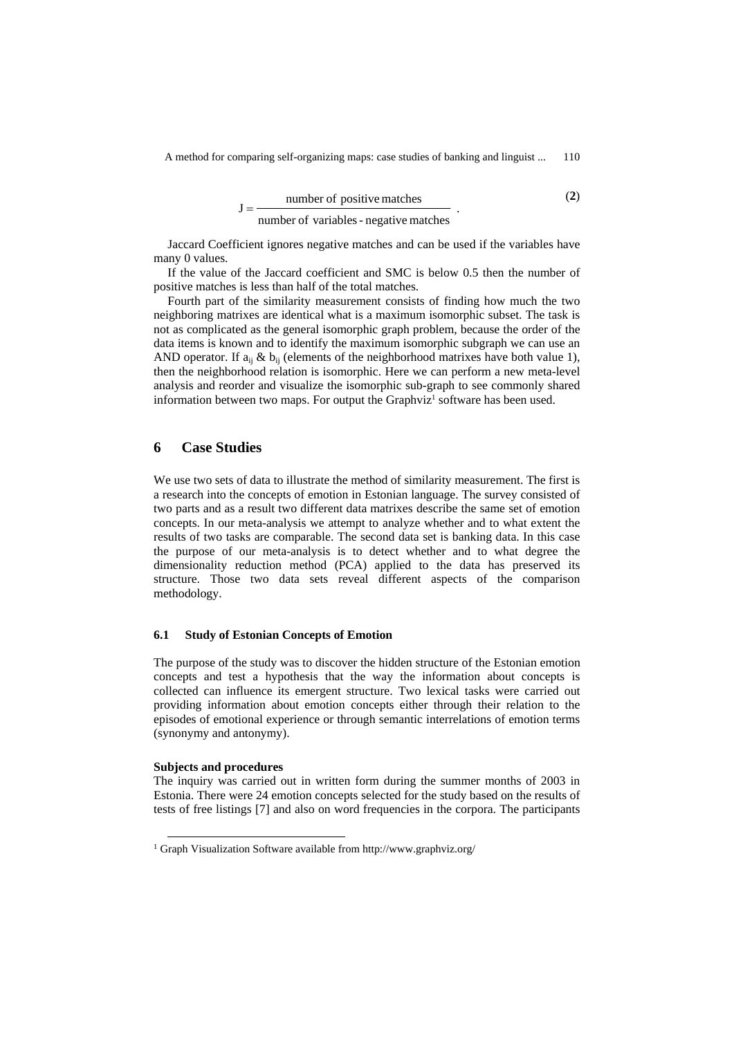$$J = \frac{\text{number of positive matches}}{\text{number of variables - negative matches}} . \quad (2)$$

Jaccard Coefficient ignores negative matches and can be used if the variables have many 0 values.

If the value of the Jaccard coefficient and SMC is below 0.5 then the number of positive matches is less than half of the total matches.

Fourth part of the similarity measurement consists of finding how much the two neighboring matrixes are identical what is a maximum isomorphic subset. The task is not as complicated as the general isomorphic graph problem, because the order of the data items is known and to identify the maximum isomorphic subgraph we can use an AND operator. If $a_{ij}$ & $b_{ij}$ (elements of the neighborhood matrixes have both value 1), then the neighborhood relation is isomorphic. Here we can perform a new meta-level analysis and reorder and visualize the isomorphic sub-graph to see commonly shared information between two maps. For output the Graphviz[1] software has been used.

## 6 Case Studies

We use two sets of data to illustrate the method of similarity measurement. The first is a research into the concepts of emotion in Estonian language. The survey consisted of two parts and as a result two different data matrixes describe the same set of emotion concepts. In our meta-analysis we attempt to analyze whether and to what extent the results of two tasks are comparable. The second data set is banking data. In this case the purpose of our meta-analysis is to detect whether and to what degree the dimensionality reduction method (PCA) applied to the data has preserved its structure. Those two data sets reveal different aspects of the comparison methodology.

### 6.1 Study of Estonian Concepts of Emotion

The purpose of the study was to discover the hidden structure of the Estonian emotion concepts and test a hypothesis that the way the information about concepts is collected can influence its emergent structure. Two lexical tasks were carried out providing information about emotion concepts either through their relation to the episodes of emotional experience or through semantic interrelations of emotion terms (synonymy and antonymy).

**Subjects and procedures**

The inquiry was carried out in written form during the summer months of 2003 in Estonia. There were 24 emotion concepts selected for the study based on the results of tests of free listings [7] and also on word frequencies in the corpora. The participants

[1] Graph Visualization Software available from http://www.graphviz.org/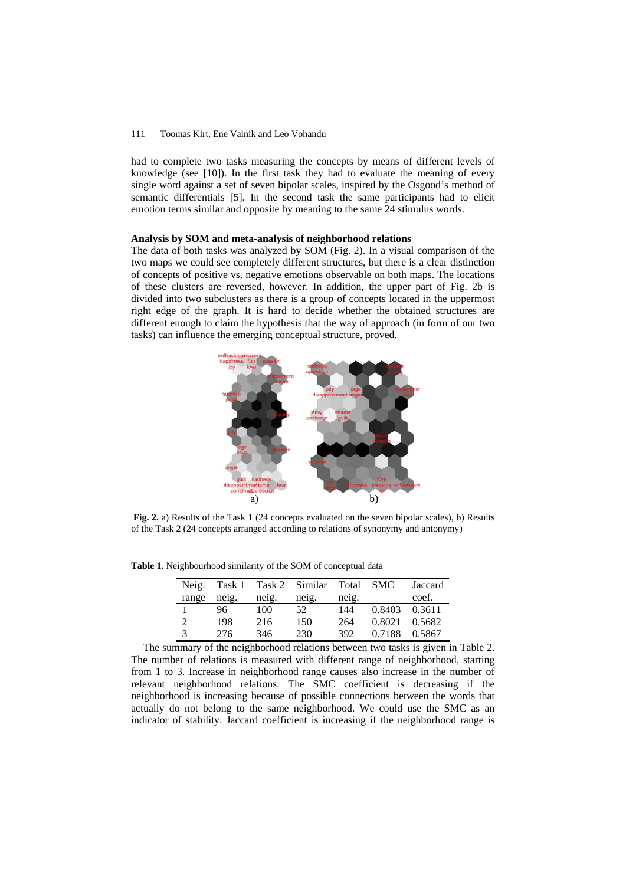had to complete two tasks measuring the concepts by means of different levels of knowledge (see [10]). In the first task they had to evaluate the meaning of every single word against a set of seven bipolar scales, inspired by the Osgood's method of semantic differentials [5]. In the second task the same participants had to elicit emotion terms similar and opposite by meaning to the same 24 stimulus words.

**Analysis by SOM and meta-analysis of neighborhood relations**

The data of both tasks was analyzed by SOM (Fig. 2). In a visual comparison of the two maps we could see completely different structures, but there is a clear distinction of concepts of positive vs. negative emotions observable on both maps. The locations of these clusters are reversed, however. In addition, the upper part of Fig. 2b is divided into two subclusters as there is a group of concepts located in the uppermost right edge of the graph. It is hard to decide whether the obtained structures are different enough to claim the hypothesis that the way of approach (in form of our two tasks) can influence the emerging conceptual structure, proved.

**Fig. 2.** a) Results of the Task 1 (24 concepts evaluated on the seven bipolar scales), b) Results of the Task 2 (24 concepts arranged according to relations of synonymy and antonymy)

**Table 1.** Neighbourhood similarity of the SOM of conceptual data

| Neig. range | Task 1 neig. | Task 2 neig. | Similar neig. | Total neig. | SMC | Jaccard coef. |
|---|---|---|---|---|---|---|
| 1 | 96 | 100 | 52 | 144 | 0.8403 | 0.3611 |
| 2 | 198 | 216 | 150 | 264 | 0.8021 | 0.5682 |
| 3 | 276 | 346 | 230 | 392 | 0.7188 | 0.5867 |

The summary of the neighborhood relations between two tasks is given in Table 2. The number of relations is measured with different range of neighborhood, starting from 1 to 3. Increase in neighborhood range causes also increase in the number of relevant neighborhood relations. The SMC coefficient is decreasing if the neighborhood is increasing because of possible connections between the words that actually do not belong to the same neighborhood. We could use the SMC as an indicator of stability. Jaccard coefficient is increasing if the neighborhood range is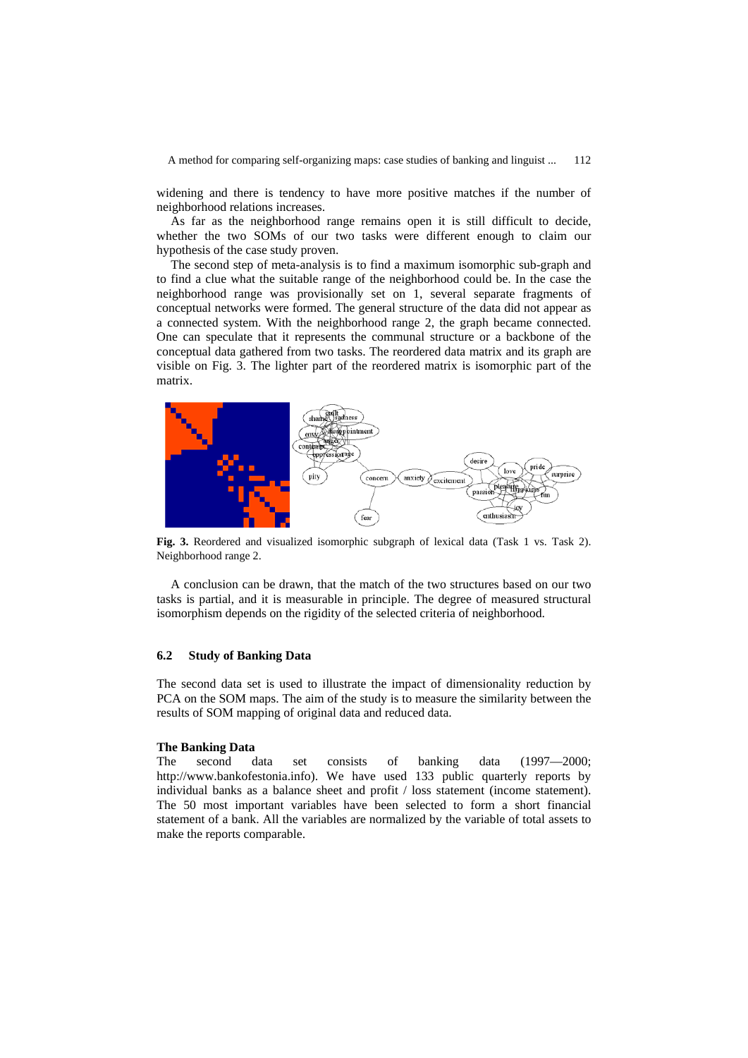widening and there is tendency to have more positive matches if the number of neighborhood relations increases.

As far as the neighborhood range remains open it is still difficult to decide, whether the two SOMs of our two tasks were different enough to claim our hypothesis of the case study proven.

The second step of meta-analysis is to find a maximum isomorphic sub-graph and to find a clue what the suitable range of the neighborhood could be. In the case the neighborhood range was provisionally set on 1, several separate fragments of conceptual networks were formed. The general structure of the data did not appear as a connected system. With the neighborhood range 2, the graph became connected. One can speculate that it represents the communal structure or a backbone of the conceptual data gathered from two tasks. The reordered data matrix and its graph are visible on Fig. 3. The lighter part of the reordered matrix is isomorphic part of the matrix.

**Fig. 3.** Reordered and visualized isomorphic subgraph of lexical data (Task 1 vs. Task 2). Neighborhood range 2.

A conclusion can be drawn, that the match of the two structures based on our two tasks is partial, and it is measurable in principle. The degree of measured structural isomorphism depends on the rigidity of the selected criteria of neighborhood.

### 6.2 Study of Banking Data

The second data set is used to illustrate the impact of dimensionality reduction by PCA on the SOM maps. The aim of the study is to measure the similarity between the results of SOM mapping of original data and reduced data.

**The Banking Data**

The second data set consists of banking data (1997—2000; http://www.bankofestonia.info). We have used 133 public quarterly reports by individual banks as a balance sheet and profit / loss statement (income statement). The 50 most important variables have been selected to form a short financial statement of a bank. All the variables are normalized by the variable of total assets to make the reports comparable.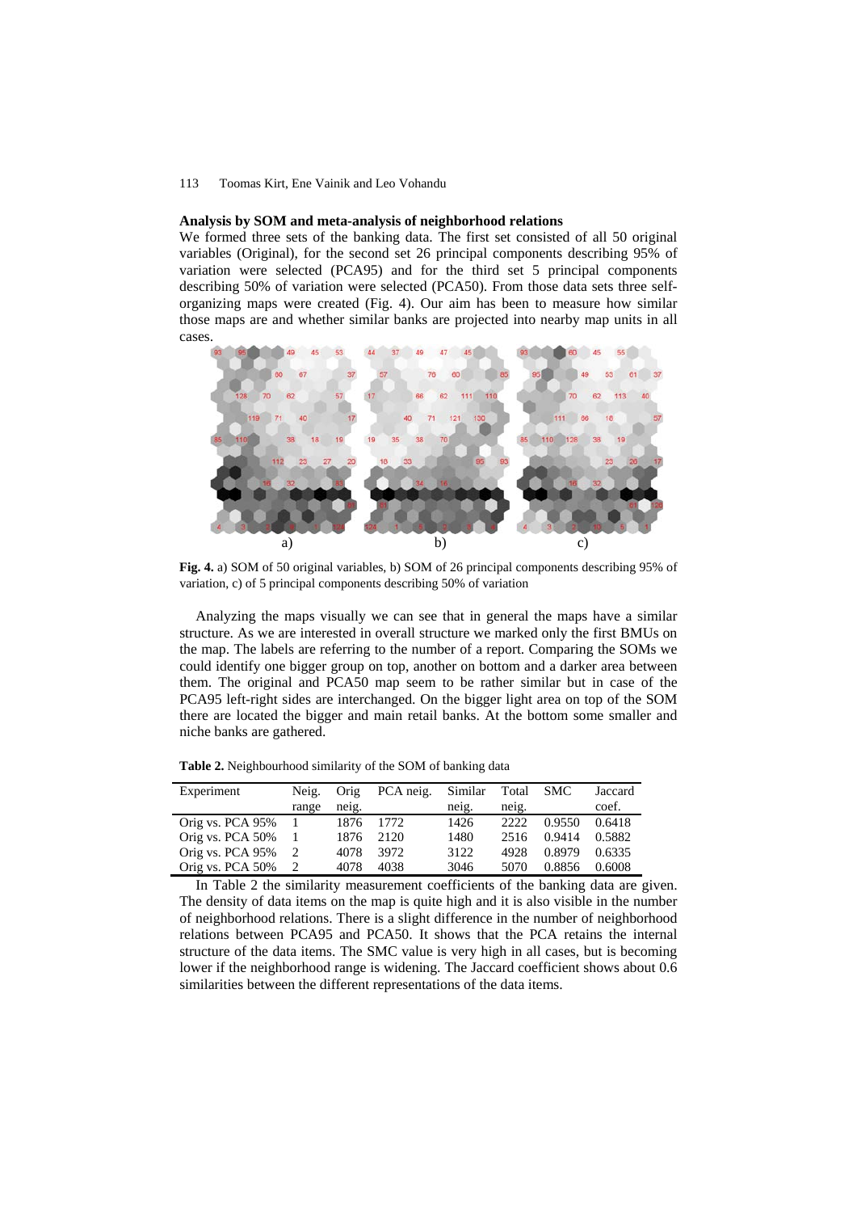### Analysis by SOM and meta-analysis of neighborhood relations

We formed three sets of the banking data. The first set consisted of all 50 original variables (Original), for the second set 26 principal components describing 95% of variation were selected (PCA95) and for the third set 5 principal components describing 50% of variation were selected (PCA50). From those data sets three self-organizing maps were created (Fig. 4). Our aim has been to measure how similar those maps are and whether similar banks are projected into nearby map units in all cases.

**Fig. 4.** a) SOM of 50 original variables, b) SOM of 26 principal components describing 95% of variation, c) of 5 principal components describing 50% of variation

Analyzing the maps visually we can see that in general the maps have a similar structure. As we are interested in overall structure we marked only the first BMUs on the map. The labels are referring to the number of a report. Comparing the SOMs we could identify one bigger group on top, another on bottom and a darker area between them. The original and PCA50 map seem to be rather similar but in case of the PCA95 left-right sides are interchanged. On the bigger light area on top of the SOM there are located the bigger and main retail banks. At the bottom some smaller and niche banks are gathered.

**Table 2.** Neighbourhood similarity of the SOM of banking data

| Experiment | Neig. range | Orig neig. | PCA neig. | Similar neig. | Total neig. | SMC | Jaccard coef. |
|---|---|---|---|---|---|---|---|
| Orig vs. PCA 95% | 1 | 1876 | 1772 | 1426 | 2222 | 0.9550 | 0.6418 |
| Orig vs. PCA 50% | 1 | 1876 | 2120 | 1480 | 2516 | 0.9414 | 0.5882 |
| Orig vs. PCA 95% | 2 | 4078 | 3972 | 3122 | 4928 | 0.8979 | 0.6335 |
| Orig vs. PCA 50% | 2 | 4078 | 4038 | 3046 | 5070 | 0.8856 | 0.6008 |

In Table 2 the similarity measurement coefficients of the banking data are given. The density of data items on the map is quite high and it is also visible in the number of neighborhood relations. There is a slight difference in the number of neighborhood relations between PCA95 and PCA50. It shows that the PCA retains the internal structure of the data items. The SMC value is very high in all cases, but is becoming lower if the neighborhood range is widening. The Jaccard coefficient shows about 0.6 similarities between the different representations of the data items.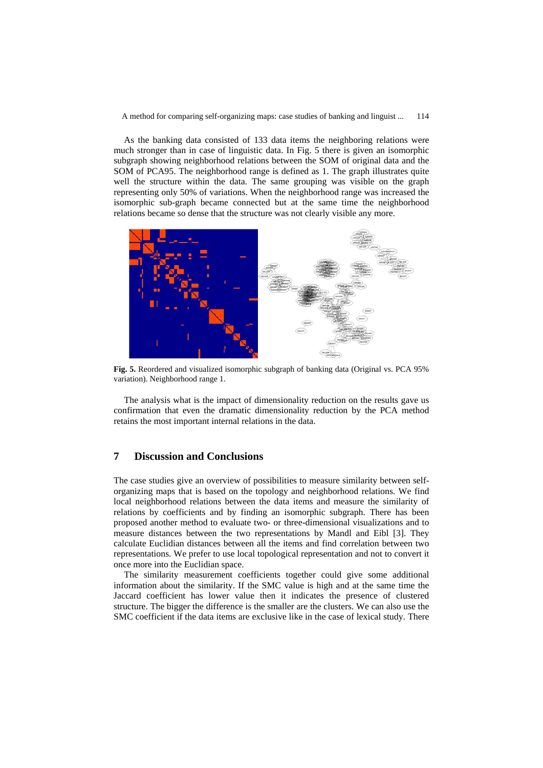As the banking data consisted of 133 data items the neighboring relations were much stronger than in case of linguistic data. In Fig. 5 there is given an isomorphic subgraph showing neighborhood relations between the SOM of original data and the SOM of PCA95. The neighborhood range is defined as 1. The graph illustrates quite well the structure within the data. The same grouping was visible on the graph representing only 50% of variations. When the neighborhood range was increased the isomorphic sub-graph became connected but at the same time the neighborhood relations became so dense that the structure was not clearly visible any more.

**Fig. 5.** Reordered and visualized isomorphic subgraph of banking data (Original vs. PCA 95% variation). Neighborhood range 1.

The analysis what is the impact of dimensionality reduction on the results gave us confirmation that even the dramatic dimensionality reduction by the PCA method retains the most important internal relations in the data.

## 7 Discussion and Conclusions

The case studies give an overview of possibilities to measure similarity between self-organizing maps that is based on the topology and neighborhood relations. We find local neighborhood relations between the data items and measure the similarity of relations by coefficients and by finding an isomorphic subgraph. There has been proposed another method to evaluate two- or three-dimensional visualizations and to measure distances between the two representations by Mandl and Eibl [3]. They calculate Euclidian distances between all the items and find correlation between two representations. We prefer to use local topological representation and not to convert it once more into the Euclidian space.

The similarity measurement coefficients together could give some additional information about the similarity. If the SMC value is high and at the same time the Jaccard coefficient has lower value then it indicates the presence of clustered structure. The bigger the difference is the smaller are the clusters. We can also use the SMC coefficient if the data items are exclusive like in the case of lexical study. There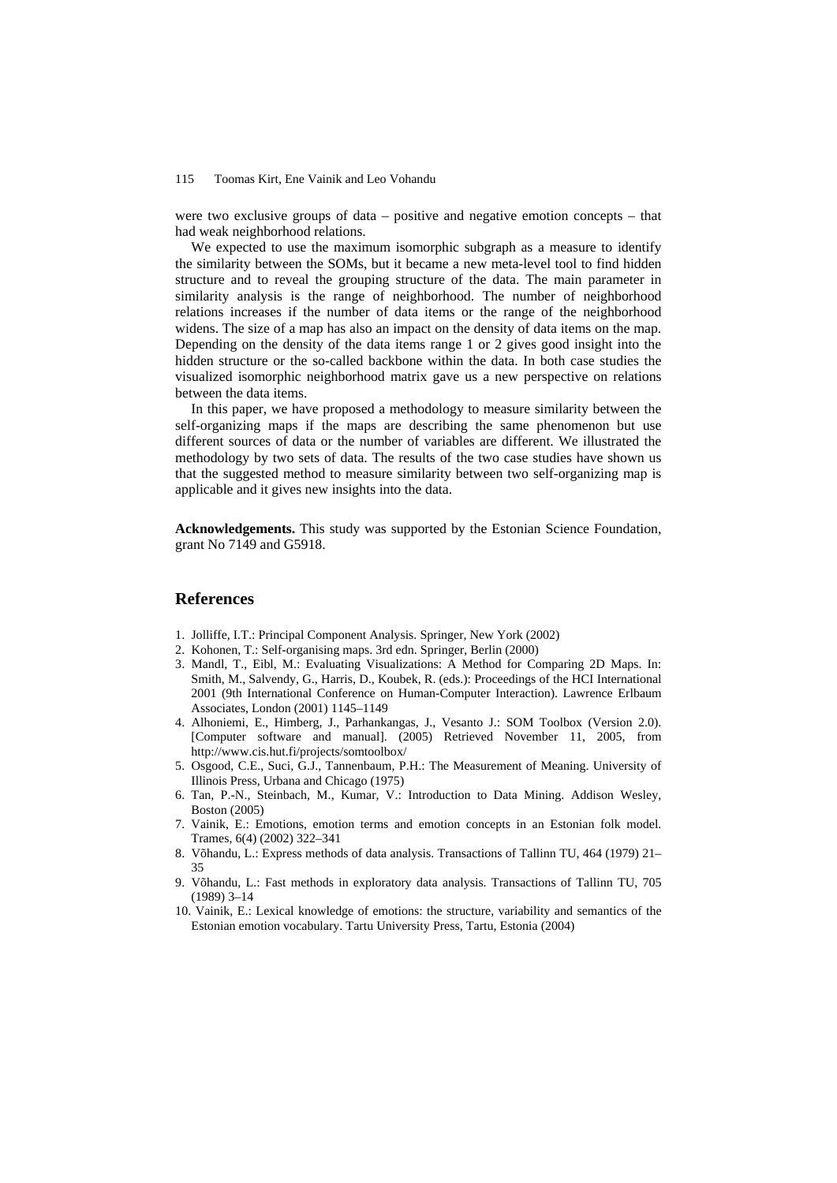were two exclusive groups of data – positive and negative emotion concepts – that had weak neighborhood relations.

We expected to use the maximum isomorphic subgraph as a measure to identify the similarity between the SOMs, but it became a new meta-level tool to find hidden structure and to reveal the grouping structure of the data. The main parameter in similarity analysis is the range of neighborhood. The number of neighborhood relations increases if the number of data items or the range of the neighborhood widens. The size of a map has also an impact on the density of data items on the map. Depending on the density of the data items range 1 or 2 gives good insight into the hidden structure or the so-called backbone within the data. In both case studies the visualized isomorphic neighborhood matrix gave us a new perspective on relations between the data items.

In this paper, we have proposed a methodology to measure similarity between the self-organizing maps if the maps are describing the same phenomenon but use different sources of data or the number of variables are different. We illustrated the methodology by two sets of data. The results of the two case studies have shown us that the suggested method to measure similarity between two self-organizing map is applicable and it gives new insights into the data.

**Acknowledgements.** This study was supported by the Estonian Science Foundation, grant No 7149 and G5918.

## References

1. Jolliffe, I.T.: Principal Component Analysis. Springer, New York (2002)
2. Kohonen, T.: Self-organising maps. 3rd edn. Springer, Berlin (2000)
3. Mandl, T., Eibl, M.: Evaluating Visualizations: A Method for Comparing 2D Maps. In: Smith, M., Salvendy, G., Harris, D., Koubek, R. (eds.): Proceedings of the HCI International 2001 (9th International Conference on Human-Computer Interaction). Lawrence Erlbaum Associates, London (2001) 1145–1149
4. Alhoniemi, E., Himberg, J., Parhankangas, J., Vesanto J.: SOM Toolbox (Version 2.0). [Computer software and manual]. (2005) Retrieved November 11, 2005, from http://www.cis.hut.fi/projects/somtoolbox/
5. Osgood, C.E., Suci, G.J., Tannenbaum, P.H.: The Measurement of Meaning. University of Illinois Press, Urbana and Chicago (1975)
6. Tan, P.-N., Steinbach, M., Kumar, V.: Introduction to Data Mining. Addison Wesley, Boston (2005)
7. Vainik, E.: Emotions, emotion terms and emotion concepts in an Estonian folk model. Trames, 6(4) (2002) 322–341
8. Võhandu, L.: Express methods of data analysis. Transactions of Tallinn TU, 464 (1979) 21–35
9. Võhandu, L.: Fast methods in exploratory data analysis. Transactions of Tallinn TU, 705 (1989) 3–14
10. Vainik, E.: Lexical knowledge of emotions: the structure, variability and semantics of the Estonian emotion vocabulary. Tartu University Press, Tartu, Estonia (2004)